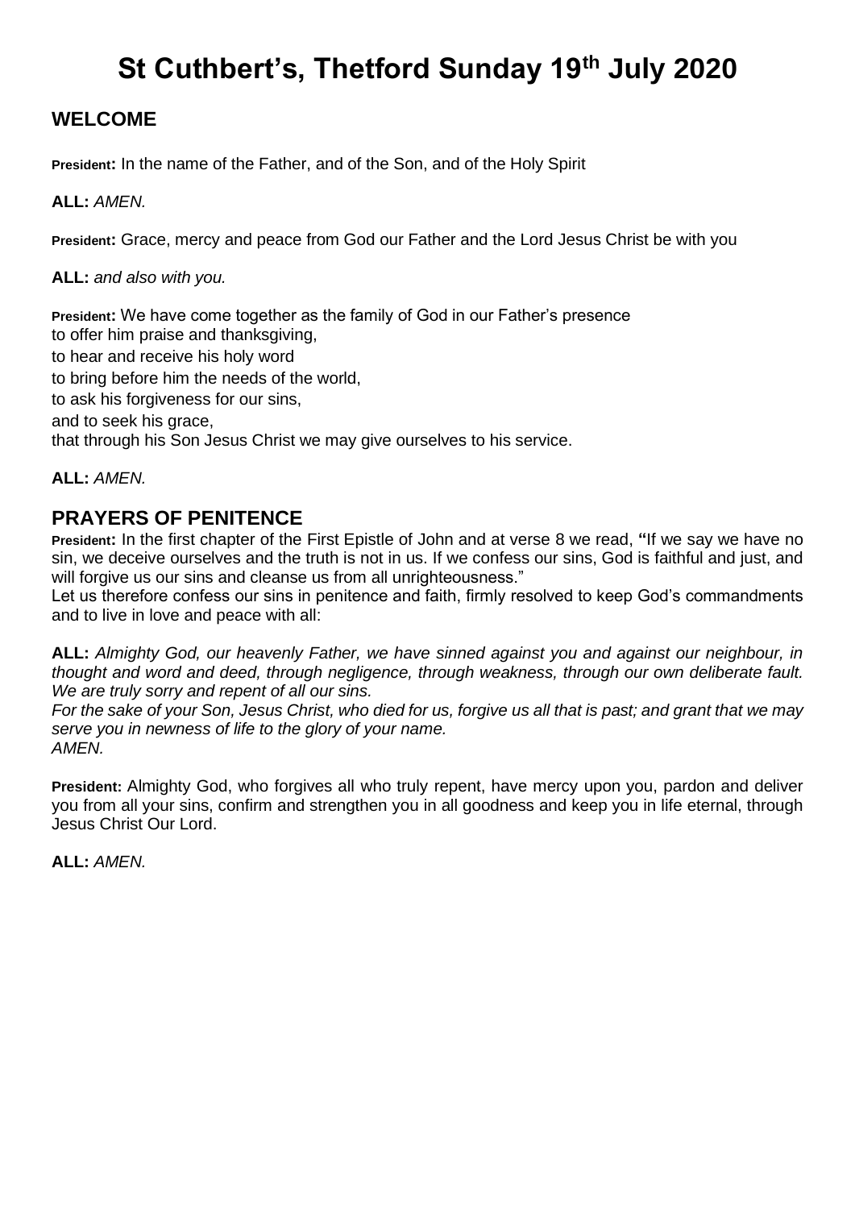# St Cuthbert's, Thetford Sunday 19th July 2020

## WELCOME

**President:** In the name of the Father, and of the Son, and of the Holy Spirit

**ALL:** *AMEN.*

**President:** Grace, mercy and peace from God our Father and the Lord Jesus Christ be with you

**ALL:** *and also with you.*

**President:** We have come together as the family of God in our Father's presence
to offer him praise and thanksgiving,
to hear and receive his holy word
to bring before him the needs of the world,
to ask his forgiveness for our sins,
and to seek his grace,
that through his Son Jesus Christ we may give ourselves to his service.

**ALL:** *AMEN.*

## PRAYERS OF PENITENCE

**President:** In the first chapter of the First Epistle of John and at verse 8 we read, **"**If we say we have no sin, we deceive ourselves and the truth is not in us. If we confess our sins, God is faithful and just, and will forgive us our sins and cleanse us from all unrighteousness."
Let us therefore confess our sins in penitence and faith, firmly resolved to keep God's commandments and to live in love and peace with all:

**ALL:** *Almighty God, our heavenly Father, we have sinned against you and against our neighbour, in thought and word and deed, through negligence, through weakness, through our own deliberate fault. We are truly sorry and repent of all our sins.*
*For the sake of your Son, Jesus Christ, who died for us, forgive us all that is past; and grant that we may serve you in newness of life to the glory of your name.*
*AMEN.*

**President:** Almighty God, who forgives all who truly repent, have mercy upon you, pardon and deliver you from all your sins, confirm and strengthen you in all goodness and keep you in life eternal, through Jesus Christ Our Lord.

**ALL:** *AMEN.*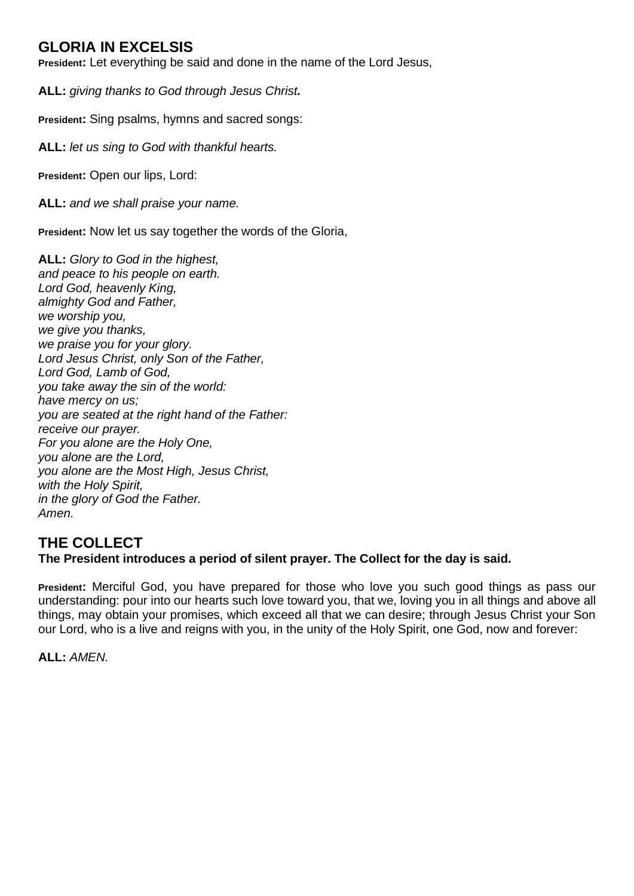## GLORIA IN EXCELSIS

**President:** Let everything be said and done in the name of the Lord Jesus,

**ALL:** *giving thanks to God through Jesus Christ.*

**President:** Sing psalms, hymns and sacred songs:

**ALL:** *let us sing to God with thankful hearts.*

**President:** Open our lips, Lord:

**ALL:** *and we shall praise your name.*

**President:** Now let us say together the words of the Gloria,

**ALL:** *Glory to God in the highest,*  
*and peace to his people on earth.*  
*Lord God, heavenly King,*  
*almighty God and Father,*  
*we worship you,*  
*we give you thanks,*  
*we praise you for your glory.*  
*Lord Jesus Christ, only Son of the Father,*  
*Lord God, Lamb of God,*  
*you take away the sin of the world:*  
*have mercy on us;*  
*you are seated at the right hand of the Father:*  
*receive our prayer.*  
*For you alone are the Holy One,*  
*you alone are the Lord,*  
*you alone are the Most High, Jesus Christ,*  
*with the Holy Spirit,*  
*in the glory of God the Father.*  
*Amen.*

## THE COLLECT

**The President introduces a period of silent prayer. The Collect for the day is said.**

**President:** Merciful God, you have prepared for those who love you such good things as pass our understanding: pour into our hearts such love toward you, that we, loving you in all things and above all things, may obtain your promises, which exceed all that we can desire; through Jesus Christ your Son our Lord, who is a live and reigns with you, in the unity of the Holy Spirit, one God, now and forever:

**ALL:** *AMEN.*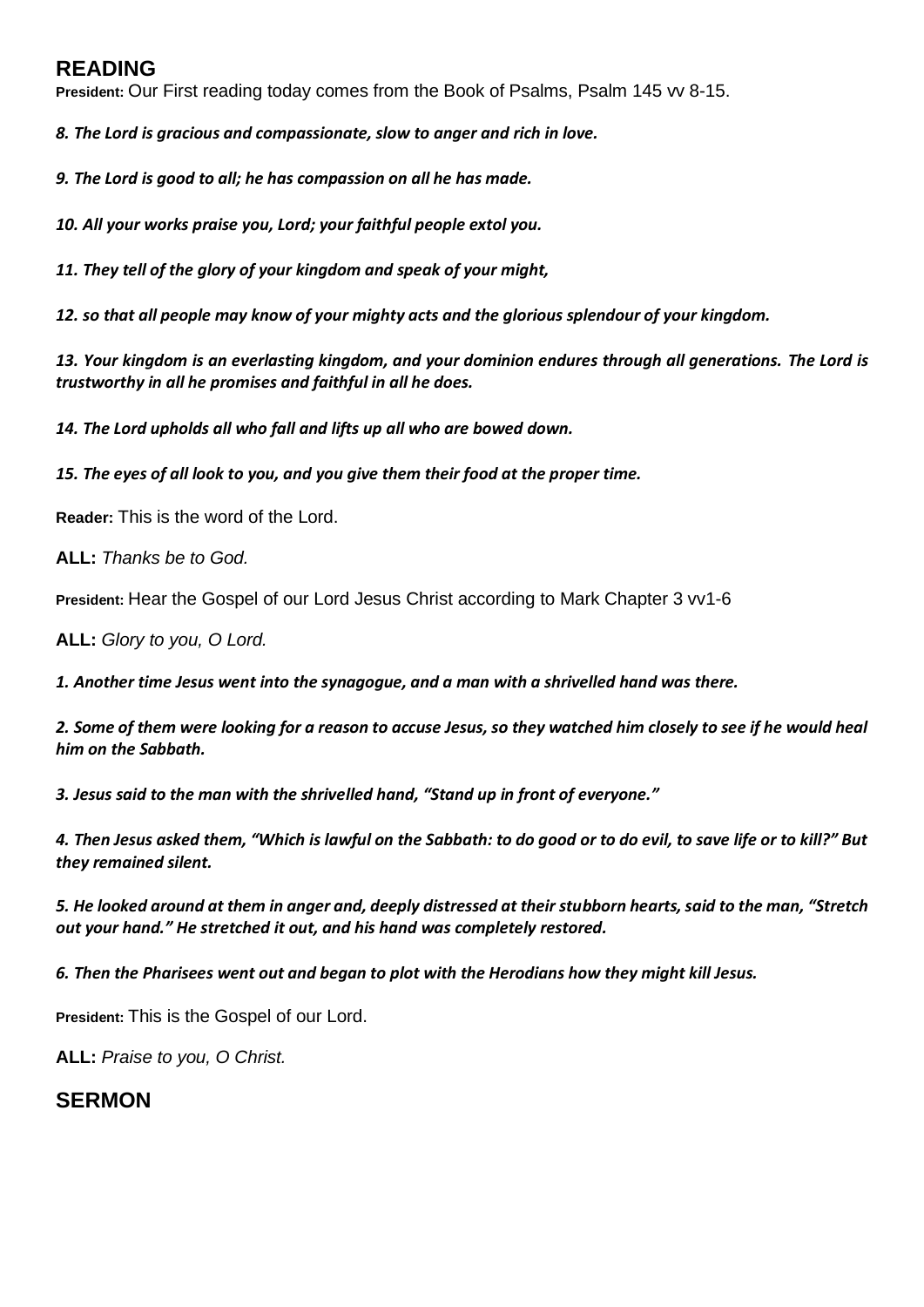## READING

**President:** Our First reading today comes from the Book of Psalms, Psalm 145 vv 8-15.

***8. The Lord is gracious and compassionate, slow to anger and rich in love.***

***9. The Lord is good to all; he has compassion on all he has made.***

***10. All your works praise you, Lord; your faithful people extol you.***

***11. They tell of the glory of your kingdom and speak of your might,***

***12. so that all people may know of your mighty acts and the glorious splendour of your kingdom.***

***13. Your kingdom is an everlasting kingdom, and your dominion endures through all generations. The Lord is trustworthy in all he promises and faithful in all he does.***

***14. The Lord upholds all who fall and lifts up all who are bowed down.***

***15. The eyes of all look to you, and you give them their food at the proper time.***

**Reader:** This is the word of the Lord.

**ALL:** *Thanks be to God.*

**President:** Hear the Gospel of our Lord Jesus Christ according to Mark Chapter 3 vv1-6

**ALL:** *Glory to you, O Lord.*

***1. Another time Jesus went into the synagogue, and a man with a shrivelled hand was there.***

***2. Some of them were looking for a reason to accuse Jesus, so they watched him closely to see if he would heal him on the Sabbath.***

***3. Jesus said to the man with the shrivelled hand, "Stand up in front of everyone."***

***4. Then Jesus asked them, "Which is lawful on the Sabbath: to do good or to do evil, to save life or to kill?" But they remained silent.***

***5. He looked around at them in anger and, deeply distressed at their stubborn hearts, said to the man, "Stretch out your hand." He stretched it out, and his hand was completely restored.***

***6. Then the Pharisees went out and began to plot with the Herodians how they might kill Jesus.***

**President:** This is the Gospel of our Lord.

**ALL:** *Praise to you, O Christ.*

## SERMON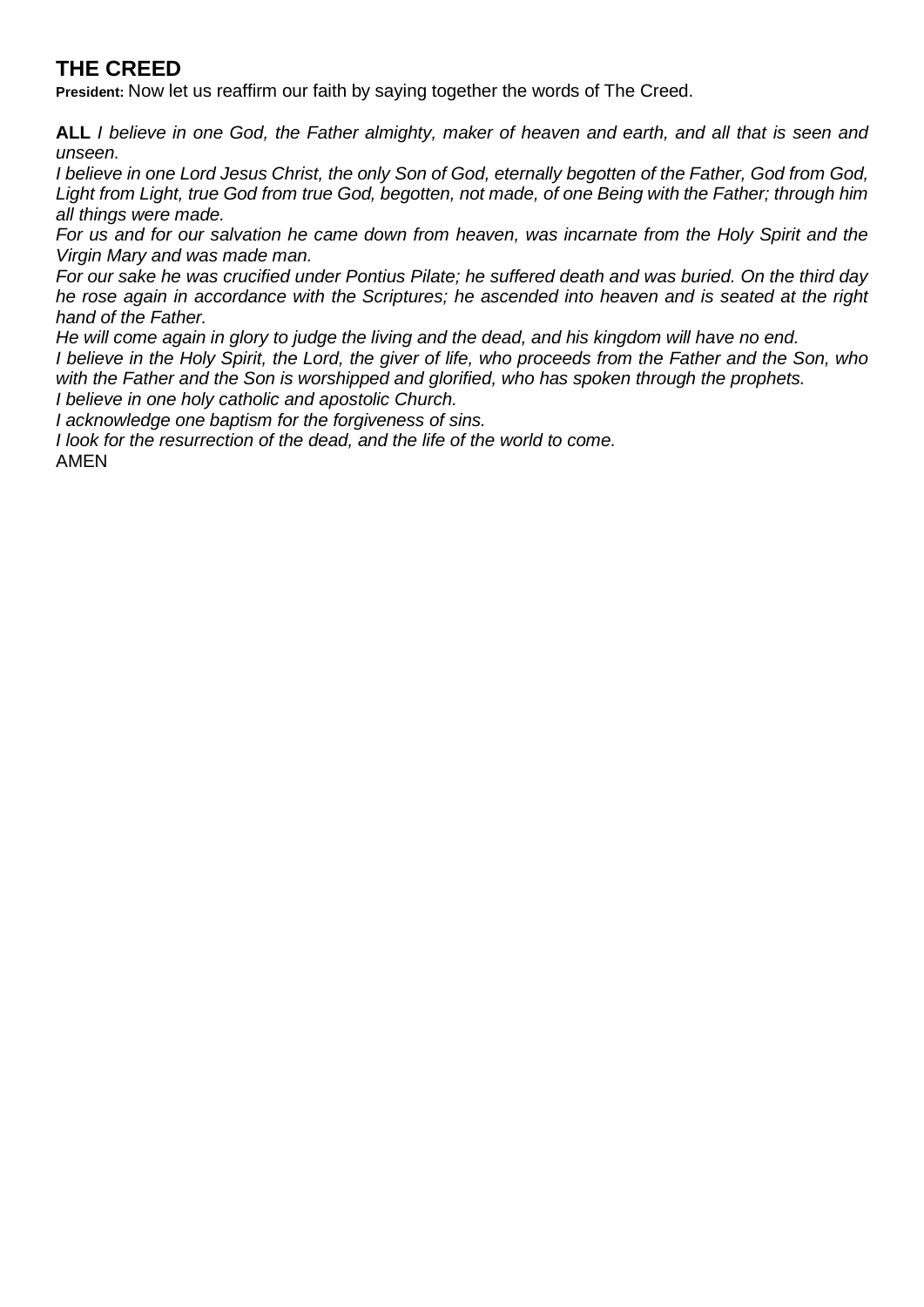## THE CREED

**President:** Now let us reaffirm our faith by saying together the words of The Creed.

**ALL** *I believe in one God, the Father almighty, maker of heaven and earth, and all that is seen and unseen.*

*I believe in one Lord Jesus Christ, the only Son of God, eternally begotten of the Father, God from God, Light from Light, true God from true God, begotten, not made, of one Being with the Father; through him all things were made.*

*For us and for our salvation he came down from heaven, was incarnate from the Holy Spirit and the Virgin Mary and was made man.*

*For our sake he was crucified under Pontius Pilate; he suffered death and was buried. On the third day he rose again in accordance with the Scriptures; he ascended into heaven and is seated at the right hand of the Father.*

*He will come again in glory to judge the living and the dead, and his kingdom will have no end.*

*I believe in the Holy Spirit, the Lord, the giver of life, who proceeds from the Father and the Son, who with the Father and the Son is worshipped and glorified, who has spoken through the prophets.*

*I believe in one holy catholic and apostolic Church.*

*I acknowledge one baptism for the forgiveness of sins.*

*I look for the resurrection of the dead, and the life of the world to come.*

AMEN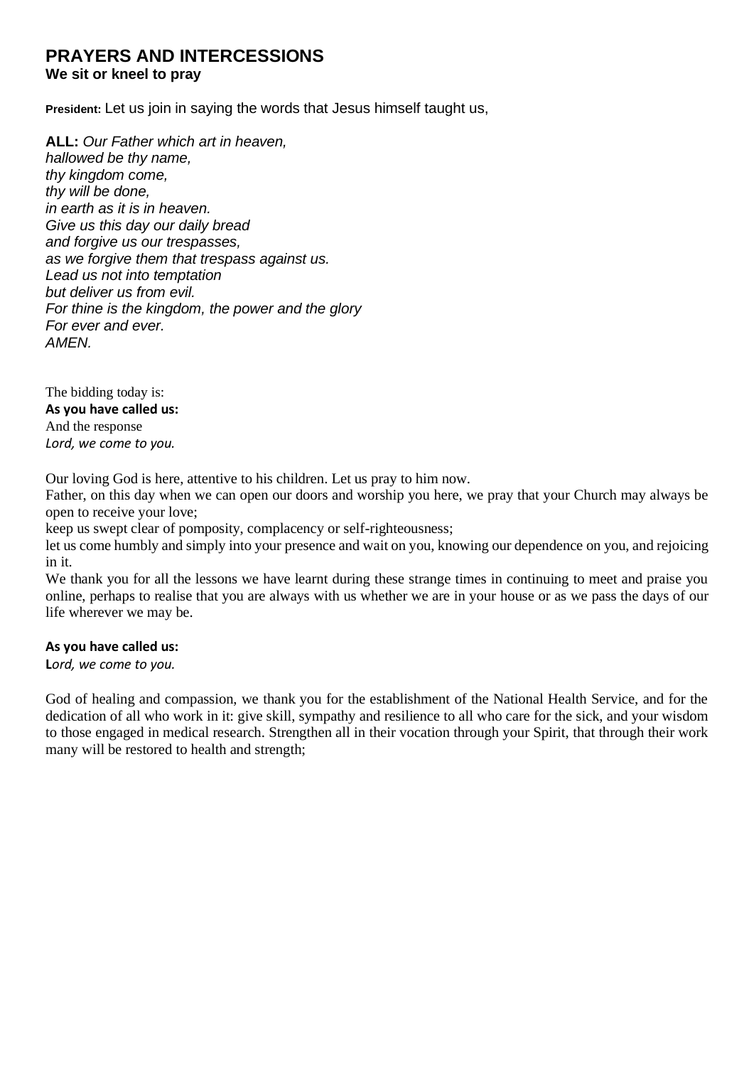# PRAYERS AND INTERCESSIONS

**We sit or kneel to pray**

**President:** Let us join in saying the words that Jesus himself taught us,

**ALL:** *Our Father which art in heaven,*
*hallowed be thy name,*
*thy kingdom come,*
*thy will be done,*
*in earth as it is in heaven.*
*Give us this day our daily bread*
*and forgive us our trespasses,*
*as we forgive them that trespass against us.*
*Lead us not into temptation*
*but deliver us from evil.*
*For thine is the kingdom, the power and the glory*
*For ever and ever.*
*AMEN.*

The bidding today is:
**As you have called us:**
And the response
*Lord, we come to you.*

Our loving God is here, attentive to his children. Let us pray to him now.

Father, on this day when we can open our doors and worship you here, we pray that your Church may always be open to receive your love;

keep us swept clear of pomposity, complacency or self-righteousness;

let us come humbly and simply into your presence and wait on you, knowing our dependence on you, and rejoicing in it.

We thank you for all the lessons we have learnt during these strange times in continuing to meet and praise you online, perhaps to realise that you are always with us whether we are in your house or as we pass the days of our life wherever we may be.

**As you have called us:**
**L***ord, we come to you.*

God of healing and compassion, we thank you for the establishment of the National Health Service, and for the dedication of all who work in it: give skill, sympathy and resilience to all who care for the sick, and your wisdom to those engaged in medical research. Strengthen all in their vocation through your Spirit, that through their work many will be restored to health and strength;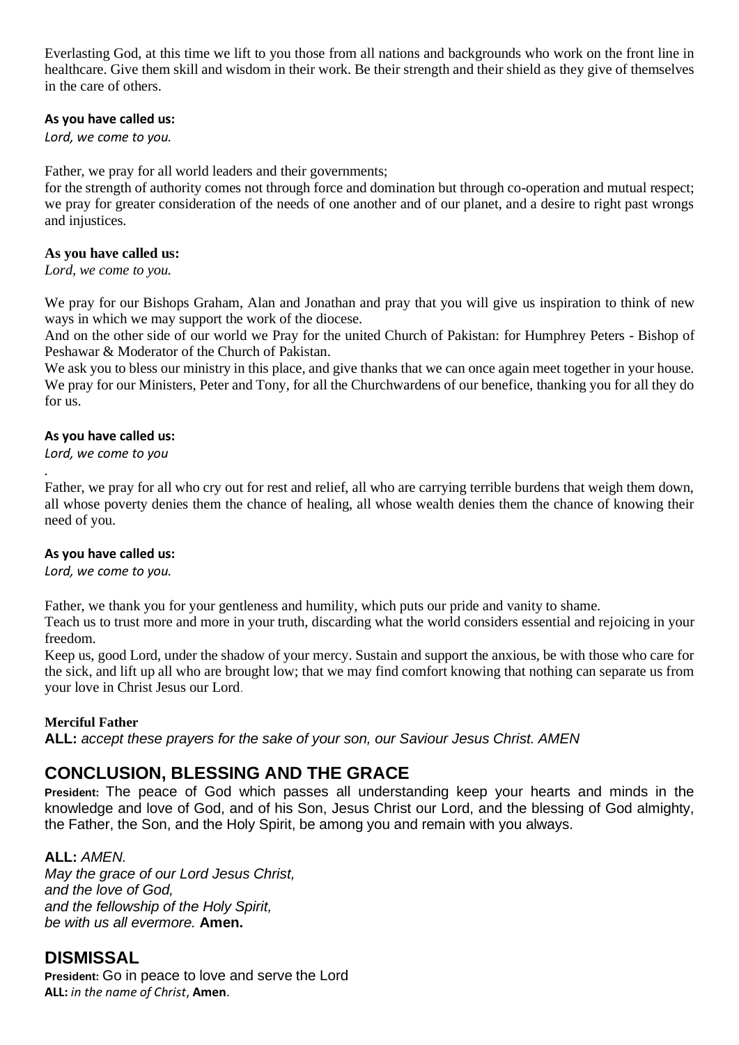Everlasting God, at this time we lift to you those from all nations and backgrounds who work on the front line in healthcare. Give them skill and wisdom in their work. Be their strength and their shield as they give of themselves in the care of others.

**As you have called us:**
*Lord, we come to you.*

Father, we pray for all world leaders and their governments;
for the strength of authority comes not through force and domination but through co-operation and mutual respect; we pray for greater consideration of the needs of one another and of our planet, and a desire to right past wrongs and injustices.

**As you have called us:**
*Lord, we come to you.*

We pray for our Bishops Graham, Alan and Jonathan and pray that you will give us inspiration to think of new ways in which we may support the work of the diocese.
And on the other side of our world we Pray for the united Church of Pakistan: for Humphrey Peters - Bishop of Peshawar & Moderator of the Church of Pakistan.
We ask you to bless our ministry in this place, and give thanks that we can once again meet together in your house. We pray for our Ministers, Peter and Tony, for all the Churchwardens of our benefice, thanking you for all they do for us.

**As you have called us:**
*Lord, we come to you*
.

Father, we pray for all who cry out for rest and relief, all who are carrying terrible burdens that weigh them down, all whose poverty denies them the chance of healing, all whose wealth denies them the chance of knowing their need of you.

**As you have called us:**
*Lord, we come to you.*

Father, we thank you for your gentleness and humility, which puts our pride and vanity to shame.
Teach us to trust more and more in your truth, discarding what the world considers essential and rejoicing in your freedom.
Keep us, good Lord, under the shadow of your mercy. Sustain and support the anxious, be with those who care for the sick, and lift up all who are brought low; that we may find comfort knowing that nothing can separate us from your love in Christ Jesus our Lord.

**Merciful Father**
**ALL:** *accept these prayers for the sake of your son, our Saviour Jesus Christ. AMEN*

## CONCLUSION, BLESSING AND THE GRACE

**President:** The peace of God which passes all understanding keep your hearts and minds in the knowledge and love of God, and of his Son, Jesus Christ our Lord, and the blessing of God almighty, the Father, the Son, and the Holy Spirit, be among you and remain with you always.

**ALL:** *AMEN.*
*May the grace of our Lord Jesus Christ,*
*and the love of God,*
*and the fellowship of the Holy Spirit,*
*be with us all evermore.* **Amen.**

## DISMISSAL

**President:** Go in peace to love and serve the Lord
**ALL:** *in the name of Christ*, **Amen**.